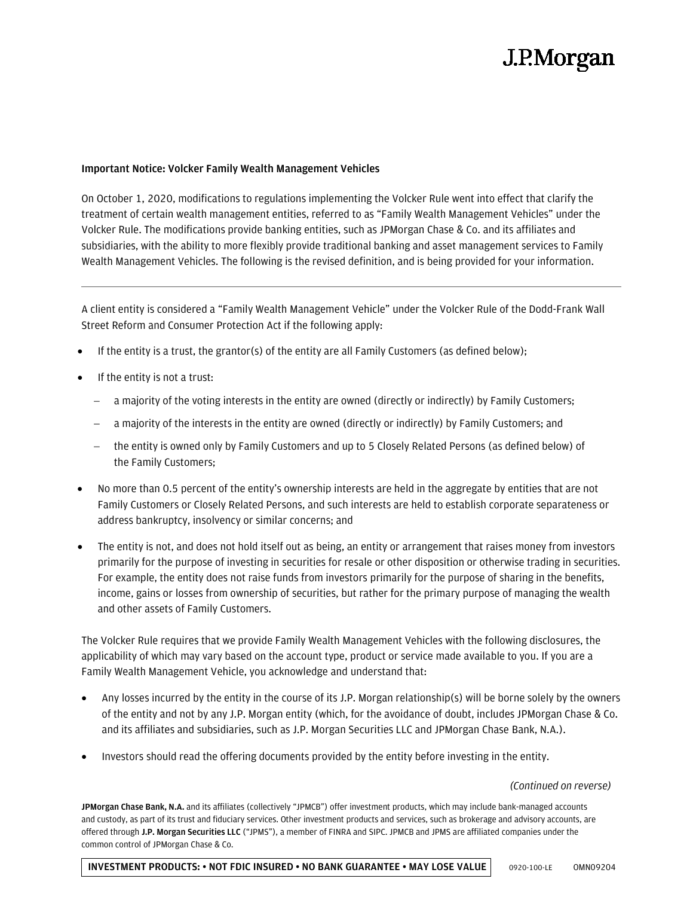J.P.Morgan

**Important Notice: Volcker Family Wealth Management Vehicles**

On October 1, 2020, modifications to regulations implementing the Volcker Rule went into effect that clarify the treatment of certain wealth management entities, referred to as "Family Wealth Management Vehicles" under the Volcker Rule. The modifications provide banking entities, such as JPMorgan Chase & Co. and its affiliates and subsidiaries, with the ability to more flexibly provide traditional banking and asset management services to Family Wealth Management Vehicles. The following is the revised definition, and is being provided for your information.

---

A client entity is considered a "Family Wealth Management Vehicle" under the Volcker Rule of the Dodd-Frank Wall Street Reform and Consumer Protection Act if the following apply:

- If the entity is a trust, the grantor(s) of the entity are all Family Customers (as defined below);
- If the entity is not a trust:
  - a majority of the voting interests in the entity are owned (directly or indirectly) by Family Customers;
  - a majority of the interests in the entity are owned (directly or indirectly) by Family Customers; and
  - the entity is owned only by Family Customers and up to 5 Closely Related Persons (as defined below) of the Family Customers;
- No more than 0.5 percent of the entity's ownership interests are held in the aggregate by entities that are not Family Customers or Closely Related Persons, and such interests are held to establish corporate separateness or address bankruptcy, insolvency or similar concerns; and
- The entity is not, and does not hold itself out as being, an entity or arrangement that raises money from investors primarily for the purpose of investing in securities for resale or other disposition or otherwise trading in securities. For example, the entity does not raise funds from investors primarily for the purpose of sharing in the benefits, income, gains or losses from ownership of securities, but rather for the primary purpose of managing the wealth and other assets of Family Customers.

The Volcker Rule requires that we provide Family Wealth Management Vehicles with the following disclosures, the applicability of which may vary based on the account type, product or service made available to you. If you are a Family Wealth Management Vehicle, you acknowledge and understand that:

- Any losses incurred by the entity in the course of its J.P. Morgan relationship(s) will be borne solely by the owners of the entity and not by any J.P. Morgan entity (which, for the avoidance of doubt, includes JPMorgan Chase & Co. and its affiliates and subsidiaries, such as J.P. Morgan Securities LLC and JPMorgan Chase Bank, N.A.).
- Investors should read the offering documents provided by the entity before investing in the entity.

*(Continued on reverse)*

**JPMorgan Chase Bank, N.A.** and its affiliates (collectively "JPMCB") offer investment products, which may include bank-managed accounts and custody, as part of its trust and fiduciary services. Other investment products and services, such as brokerage and advisory accounts, are offered through **J.P. Morgan Securities LLC** ("JPMS"), a member of FINRA and SIPC. JPMCB and JPMS are affiliated companies under the common control of JPMorgan Chase & Co.

**INVESTMENT PRODUCTS: • NOT FDIC INSURED • NO BANK GUARANTEE • MAY LOSE VALUE**

0920-100-LE OMN09204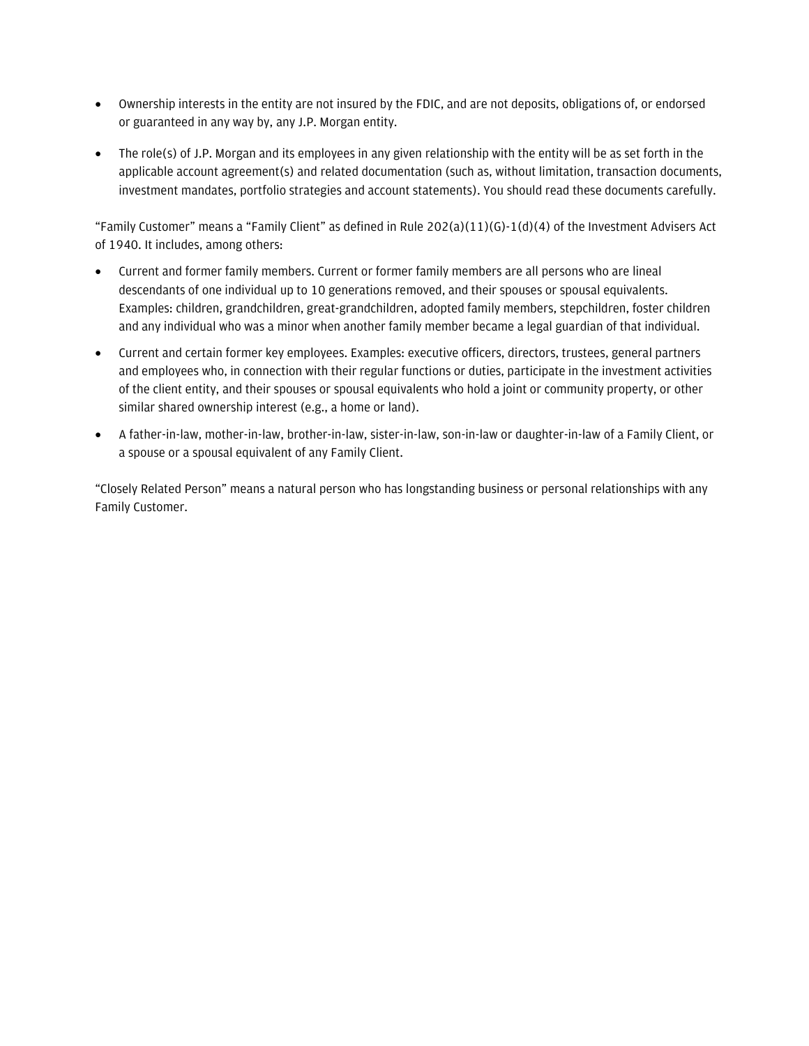- Ownership interests in the entity are not insured by the FDIC, and are not deposits, obligations of, or endorsed or guaranteed in any way by, any J.P. Morgan entity.
- The role(s) of J.P. Morgan and its employees in any given relationship with the entity will be as set forth in the applicable account agreement(s) and related documentation (such as, without limitation, transaction documents, investment mandates, portfolio strategies and account statements). You should read these documents carefully.

"Family Customer" means a "Family Client" as defined in Rule 202(a)(11)(G)-1(d)(4) of the Investment Advisers Act of 1940. It includes, among others:

- Current and former family members. Current or former family members are all persons who are lineal descendants of one individual up to 10 generations removed, and their spouses or spousal equivalents. Examples: children, grandchildren, great-grandchildren, adopted family members, stepchildren, foster children and any individual who was a minor when another family member became a legal guardian of that individual.
- Current and certain former key employees. Examples: executive officers, directors, trustees, general partners and employees who, in connection with their regular functions or duties, participate in the investment activities of the client entity, and their spouses or spousal equivalents who hold a joint or community property, or other similar shared ownership interest (e.g., a home or land).
- A father-in-law, mother-in-law, brother-in-law, sister-in-law, son-in-law or daughter-in-law of a Family Client, or a spouse or a spousal equivalent of any Family Client.

"Closely Related Person" means a natural person who has longstanding business or personal relationships with any Family Customer.